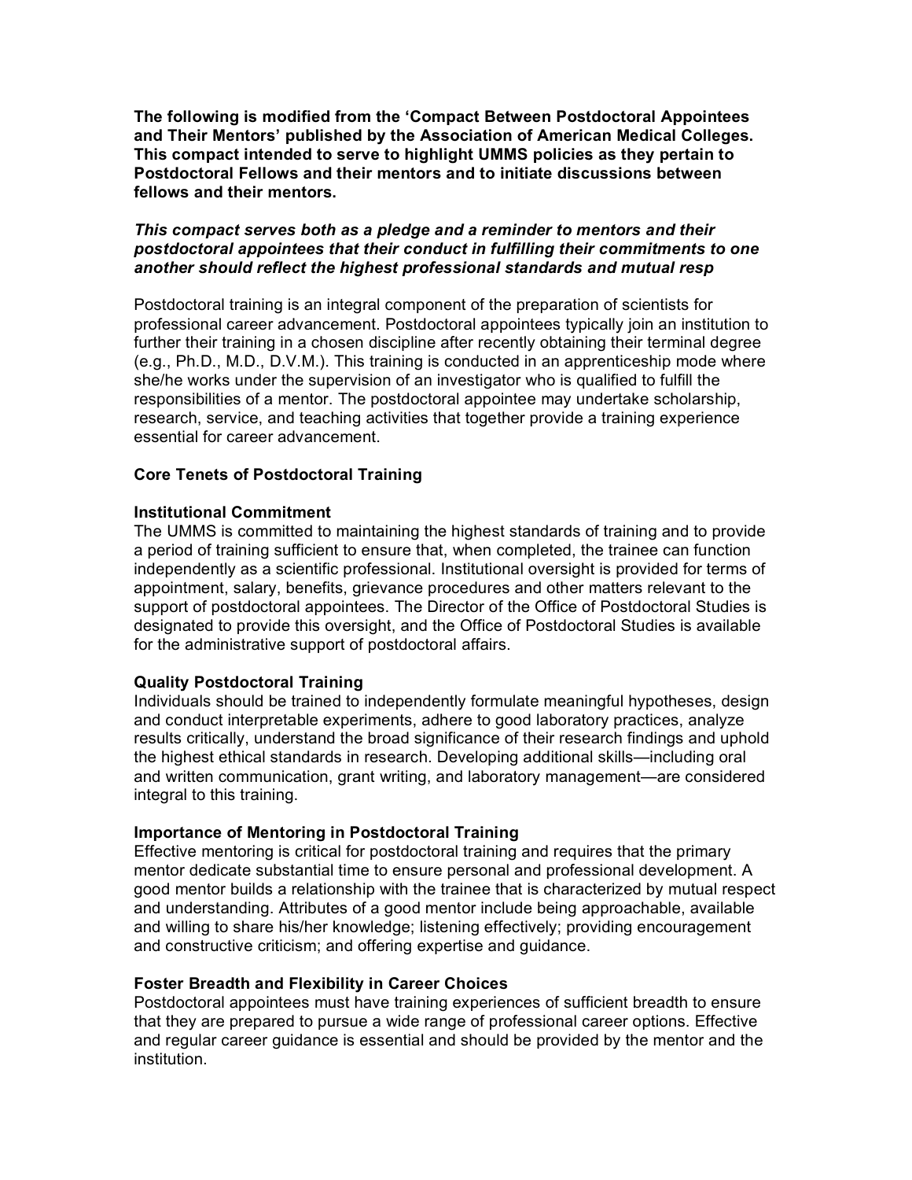**The following is modified from the 'Compact Between Postdoctoral Appointees and Their Mentors' published by the Association of American Medical Colleges. This compact intended to serve to highlight UMMS policies as they pertain to Postdoctoral Fellows and their mentors and to initiate discussions between fellows and their mentors.**

***This compact serves both as a pledge and a reminder to mentors and their postdoctoral appointees that their conduct in fulfilling their commitments to one another should reflect the highest professional standards and mutual resp***

Postdoctoral training is an integral component of the preparation of scientists for professional career advancement. Postdoctoral appointees typically join an institution to further their training in a chosen discipline after recently obtaining their terminal degree (e.g., Ph.D., M.D., D.V.M.). This training is conducted in an apprenticeship mode where she/he works under the supervision of an investigator who is qualified to fulfill the responsibilities of a mentor. The postdoctoral appointee may undertake scholarship, research, service, and teaching activities that together provide a training experience essential for career advancement.

## Core Tenets of Postdoctoral Training

### Institutional Commitment

The UMMS is committed to maintaining the highest standards of training and to provide a period of training sufficient to ensure that, when completed, the trainee can function independently as a scientific professional. Institutional oversight is provided for terms of appointment, salary, benefits, grievance procedures and other matters relevant to the support of postdoctoral appointees. The Director of the Office of Postdoctoral Studies is designated to provide this oversight, and the Office of Postdoctoral Studies is available for the administrative support of postdoctoral affairs.

### Quality Postdoctoral Training

Individuals should be trained to independently formulate meaningful hypotheses, design and conduct interpretable experiments, adhere to good laboratory practices, analyze results critically, understand the broad significance of their research findings and uphold the highest ethical standards in research. Developing additional skills—including oral and written communication, grant writing, and laboratory management—are considered integral to this training.

### Importance of Mentoring in Postdoctoral Training

Effective mentoring is critical for postdoctoral training and requires that the primary mentor dedicate substantial time to ensure personal and professional development. A good mentor builds a relationship with the trainee that is characterized by mutual respect and understanding. Attributes of a good mentor include being approachable, available and willing to share his/her knowledge; listening effectively; providing encouragement and constructive criticism; and offering expertise and guidance.

### Foster Breadth and Flexibility in Career Choices

Postdoctoral appointees must have training experiences of sufficient breadth to ensure that they are prepared to pursue a wide range of professional career options. Effective and regular career guidance is essential and should be provided by the mentor and the institution.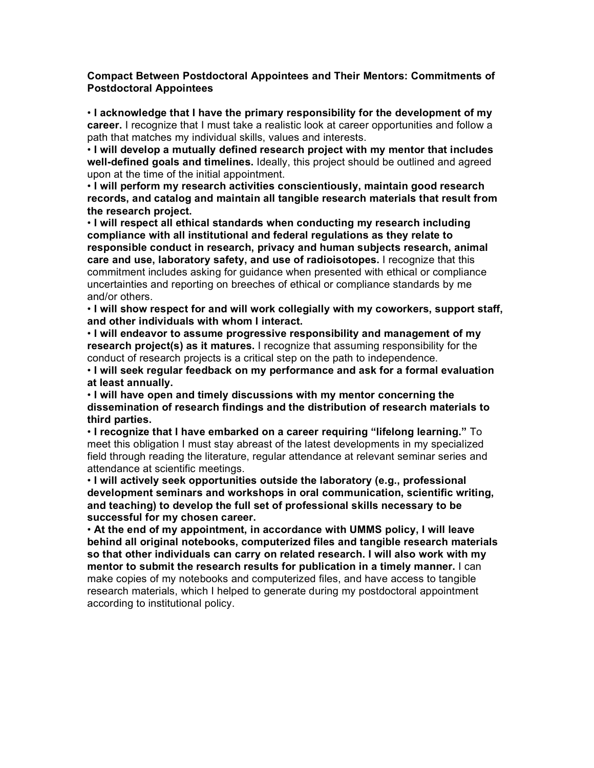**Compact Between Postdoctoral Appointees and Their Mentors: Commitments of Postdoctoral Appointees**

- **I acknowledge that I have the primary responsibility for the development of my career.** I recognize that I must take a realistic look at career opportunities and follow a path that matches my individual skills, values and interests.
- **I will develop a mutually defined research project with my mentor that includes well-defined goals and timelines.** Ideally, this project should be outlined and agreed upon at the time of the initial appointment.
- **I will perform my research activities conscientiously, maintain good research records, and catalog and maintain all tangible research materials that result from the research project.**
- **I will respect all ethical standards when conducting my research including compliance with all institutional and federal regulations as they relate to responsible conduct in research, privacy and human subjects research, animal care and use, laboratory safety, and use of radioisotopes.** I recognize that this commitment includes asking for guidance when presented with ethical or compliance uncertainties and reporting on breeches of ethical or compliance standards by me and/or others.
- **I will show respect for and will work collegially with my coworkers, support staff, and other individuals with whom I interact.**
- **I will endeavor to assume progressive responsibility and management of my research project(s) as it matures.** I recognize that assuming responsibility for the conduct of research projects is a critical step on the path to independence.
- **I will seek regular feedback on my performance and ask for a formal evaluation at least annually.**
- **I will have open and timely discussions with my mentor concerning the dissemination of research findings and the distribution of research materials to third parties.**
- **I recognize that I have embarked on a career requiring "lifelong learning."** To meet this obligation I must stay abreast of the latest developments in my specialized field through reading the literature, regular attendance at relevant seminar series and attendance at scientific meetings.
- **I will actively seek opportunities outside the laboratory (e.g., professional development seminars and workshops in oral communication, scientific writing, and teaching) to develop the full set of professional skills necessary to be successful for my chosen career.**
- **At the end of my appointment, in accordance with UMMS policy, I will leave behind all original notebooks, computerized files and tangible research materials so that other individuals can carry on related research. I will also work with my mentor to submit the research results for publication in a timely manner.** I can make copies of my notebooks and computerized files, and have access to tangible research materials, which I helped to generate during my postdoctoral appointment according to institutional policy.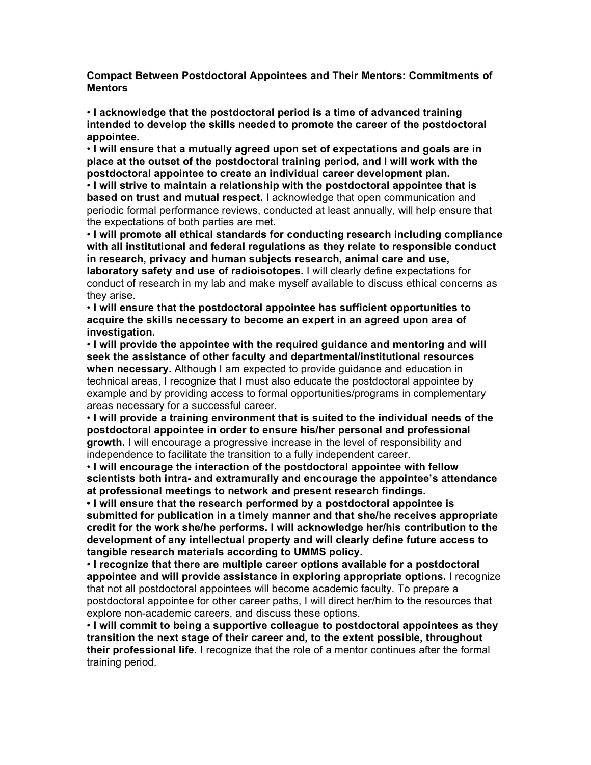**Compact Between Postdoctoral Appointees and Their Mentors: Commitments of Mentors**

- **I acknowledge that the postdoctoral period is a time of advanced training intended to develop the skills needed to promote the career of the postdoctoral appointee.**
- **I will ensure that a mutually agreed upon set of expectations and goals are in place at the outset of the postdoctoral training period, and I will work with the postdoctoral appointee to create an individual career development plan.**
- **I will strive to maintain a relationship with the postdoctoral appointee that is based on trust and mutual respect.** I acknowledge that open communication and periodic formal performance reviews, conducted at least annually, will help ensure that the expectations of both parties are met.
- **I will promote all ethical standards for conducting research including compliance with all institutional and federal regulations as they relate to responsible conduct in research, privacy and human subjects research, animal care and use, laboratory safety and use of radioisotopes.** I will clearly define expectations for conduct of research in my lab and make myself available to discuss ethical concerns as they arise.
- **I will ensure that the postdoctoral appointee has sufficient opportunities to acquire the skills necessary to become an expert in an agreed upon area of investigation.**
- **I will provide the appointee with the required guidance and mentoring and will seek the assistance of other faculty and departmental/institutional resources when necessary.** Although I am expected to provide guidance and education in technical areas, I recognize that I must also educate the postdoctoral appointee by example and by providing access to formal opportunities/programs in complementary areas necessary for a successful career.
- **I will provide a training environment that is suited to the individual needs of the postdoctoral appointee in order to ensure his/her personal and professional growth.** I will encourage a progressive increase in the level of responsibility and independence to facilitate the transition to a fully independent career.
- **I will encourage the interaction of the postdoctoral appointee with fellow scientists both intra- and extramurally and encourage the appointee's attendance at professional meetings to network and present research findings.**
- **I will ensure that the research performed by a postdoctoral appointee is submitted for publication in a timely manner and that she/he receives appropriate credit for the work she/he performs. I will acknowledge her/his contribution to the development of any intellectual property and will clearly define future access to tangible research materials according to UMMS policy.**
- **I recognize that there are multiple career options available for a postdoctoral appointee and will provide assistance in exploring appropriate options.** I recognize that not all postdoctoral appointees will become academic faculty. To prepare a postdoctoral appointee for other career paths, I will direct her/him to the resources that explore non-academic careers, and discuss these options.
- **I will commit to being a supportive colleague to postdoctoral appointees as they transition the next stage of their career and, to the extent possible, throughout their professional life.** I recognize that the role of a mentor continues after the formal training period.